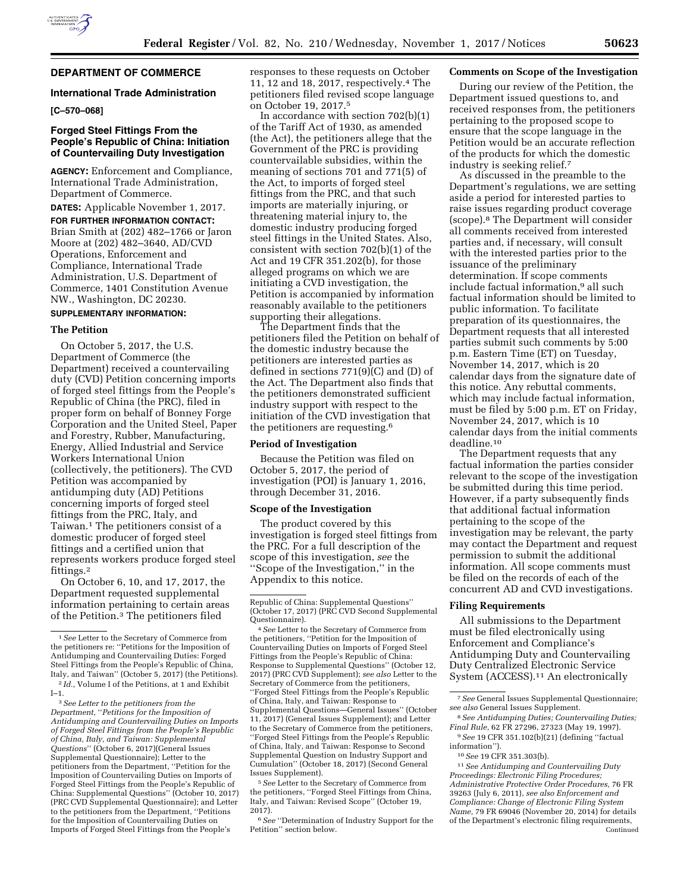## DEPARTMENT OF COMMERCE

### International Trade Administration

**[C–570–068]**

### Forged Steel Fittings From the People's Republic of China: Initiation of Countervailing Duty Investigation

**AGENCY:** Enforcement and Compliance, International Trade Administration, Department of Commerce.

**DATES:** Applicable November 1, 2017.

**FOR FURTHER INFORMATION CONTACT:** Brian Smith at (202) 482–1766 or Jaron Moore at (202) 482–3640, AD/CVD Operations, Enforcement and Compliance, International Trade Administration, U.S. Department of Commerce, 1401 Constitution Avenue NW., Washington, DC 20230.

**SUPPLEMENTARY INFORMATION:**

#### The Petition

On October 5, 2017, the U.S. Department of Commerce (the Department) received a countervailing duty (CVD) Petition concerning imports of forged steel fittings from the People's Republic of China (the PRC), filed in proper form on behalf of Bonney Forge Corporation and the United Steel, Paper and Forestry, Rubber, Manufacturing, Energy, Allied Industrial and Service Workers International Union (collectively, the petitioners). The CVD Petition was accompanied by antidumping duty (AD) Petitions concerning imports of forged steel fittings from the PRC, Italy, and Taiwan.[1] The petitioners consist of a domestic producer of forged steel fittings and a certified union that represents workers produce forged steel fittings.[2]

On October 6, 10, and 17, 2017, the Department requested supplemental information pertaining to certain areas of the Petition.[3] The petitioners filed responses to these requests on October 11, 12 and 18, 2017, respectively.[4] The petitioners filed revised scope language on October 19, 2017.[5]

In accordance with section 702(b)(1) of the Tariff Act of 1930, as amended (the Act), the petitioners allege that the Government of the PRC is providing countervailable subsidies, within the meaning of sections 701 and 771(5) of the Act, to imports of forged steel fittings from the PRC, and that such imports are materially injuring, or threatening material injury to, the domestic industry producing forged steel fittings in the United States. Also, consistent with section 702(b)(1) of the Act and 19 CFR 351.202(b), for those alleged programs on which we are initiating a CVD investigation, the Petition is accompanied by information reasonably available to the petitioners supporting their allegations.

The Department finds that the petitioners filed the Petition on behalf of the domestic industry because the petitioners are interested parties as defined in sections 771(9)(C) and (D) of the Act. The Department also finds that the petitioners demonstrated sufficient industry support with respect to the initiation of the CVD investigation that the petitioners are requesting.[6]

#### Period of Investigation

Because the Petition was filed on October 5, 2017, the period of investigation (POI) is January 1, 2016, through December 31, 2016.

#### Scope of the Investigation

The product covered by this investigation is forged steel fittings from the PRC. For a full description of the scope of this investigation, *see* the "Scope of the Investigation," in the Appendix to this notice.

#### Comments on Scope of the Investigation

During our review of the Petition, the Department issued questions to, and received responses from, the petitioners pertaining to the proposed scope to ensure that the scope language in the Petition would be an accurate reflection of the products for which the domestic industry is seeking relief.[7]

As discussed in the preamble to the Department's regulations, we are setting aside a period for interested parties to raise issues regarding product coverage (scope).[8] The Department will consider all comments received from interested parties and, if necessary, will consult with the interested parties prior to the issuance of the preliminary determination. If scope comments include factual information,[9] all such factual information should be limited to public information. To facilitate preparation of its questionnaires, the Department requests that all interested parties submit such comments by 5:00 p.m. Eastern Time (ET) on Tuesday, November 14, 2017, which is 20 calendar days from the signature date of this notice. Any rebuttal comments, which may include factual information, must be filed by 5:00 p.m. ET on Friday, November 24, 2017, which is 10 calendar days from the initial comments deadline.[10]

The Department requests that any factual information the parties consider relevant to the scope of the investigation be submitted during this time period. However, if a party subsequently finds that additional factual information pertaining to the scope of the investigation may be relevant, the party may contact the Department and request permission to submit the additional information. All scope comments must be filed on the records of each of the concurrent AD and CVD investigations.

#### Filing Requirements

All submissions to the Department must be filed electronically using Enforcement and Compliance's Antidumping Duty and Countervailing Duty Centralized Electronic Service System (ACCESS).[11] An electronically

---

[1] *See* Letter to the Secretary of Commerce from the petitioners re: "Petitions for the Imposition of Antidumping and Countervailing Duties: Forged Steel Fittings from the People's Republic of China, Italy, and Taiwan" (October 5, 2017) (the Petitions).

[2] *Id.,* Volume I of the Petitions, at 1 and Exhibit I–1.

[3] *See Letter to the petitioners from the Department, "Petitions for the Imposition of Antidumping and Countervailing Duties on Imports of Forged Steel Fittings from the People's Republic of China, Italy, and Taiwan: Supplemental Questions"* (October 6, 2017)(General Issues Supplemental Questionnaire); Letter to the petitioners from the Department, "Petition for the Imposition of Countervailing Duties on Imports of Forged Steel Fittings from the People's Republic of China: Supplemental Questions" (October 10, 2017) (PRC CVD Supplemental Questionnaire); and Letter to the petitioners from the Department, "Petitions for the Imposition of Countervailing Duties on Imports of Forged Steel Fittings from the People's Republic of China: Supplemental Questions" (October 17, 2017) (PRC CVD Second Supplemental Questionnaire).

[4] *See* Letter to the Secretary of Commerce from the petitioners, "Petition for the Imposition of Countervailing Duties on Imports of Forged Steel Fittings from the People's Republic of China: Response to Supplemental Questions" (October 12, 2017) (PRC CVD Supplement); *see also* Letter to the Secretary of Commerce from the petitioners, "Forged Steel Fittings from the People's Republic of China, Italy, and Taiwan: Response to Supplemental Questions—General Issues" (October 11, 2017) (General Issues Supplement); and Letter to the Secretary of Commerce from the petitioners, "Forged Steel Fittings from the People's Republic of China, Italy, and Taiwan: Response to Second Supplemental Question on Industry Support and Cumulation" (October 18, 2017) (Second General Issues Supplement).

[5] *See* Letter to the Secretary of Commerce from the petitioners, "Forged Steel Fittings from China, Italy, and Taiwan: Revised Scope" (October 19, 2017).

[6] *See* "Determination of Industry Support for the Petition" section below.

[7] *See* General Issues Supplemental Questionnaire; *see also* General Issues Supplement.

[8] *See Antidumping Duties; Countervailing Duties; Final Rule,* 62 FR 27296, 27323 (May 19, 1997).

[9] *See* 19 CFR 351.102(b)(21) (defining "factual information").

[10] *See* 19 CFR 351.303(b).

[11] *See Antidumping and Countervailing Duty Proceedings: Electronic Filing Procedures; Administrative Protective Order Procedures,* 76 FR 39263 (July 6, 2011), *see also Enforcement and Compliance: Change of Electronic Filing System Name,* 79 FR 69046 (November 20, 2014) for details of the Department's electronic filing requirements, Continued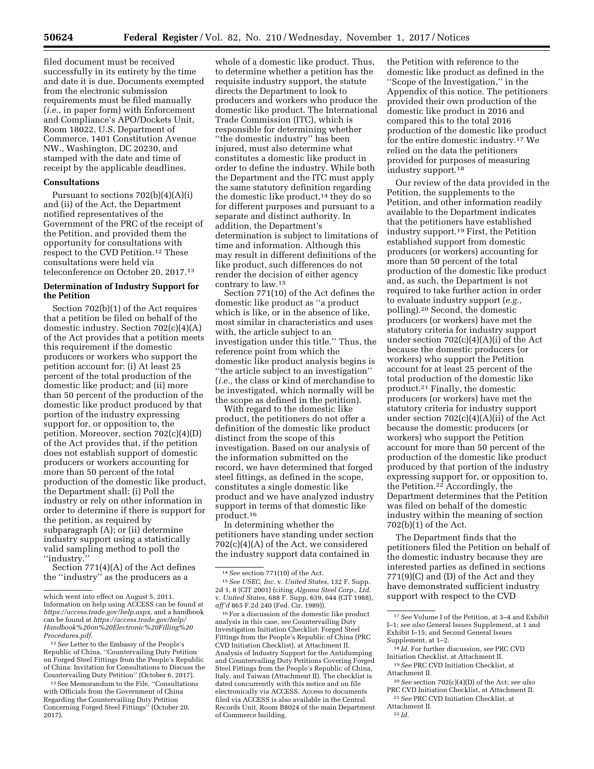filed document must be received successfully in its entirety by the time and date it is due. Documents exempted from the electronic submission requirements must be filed manually (*i.e.,* in paper form) with Enforcement and Compliance's APO/Dockets Unit, Room 18022, U.S. Department of Commerce, 1401 Constitution Avenue NW., Washington, DC 20230, and stamped with the date and time of receipt by the applicable deadlines.

**Consultations**

Pursuant to sections 702(b)(4)(A)(i) and (ii) of the Act, the Department notified representatives of the Government of the PRC of the receipt of the Petition, and provided them the opportunity for consultations with respect to the CVD Petition.[12] These consultations were held via teleconference on October 20, 2017.[13]

**Determination of Industry Support for the Petition**

Section 702(b)(1) of the Act requires that a petition be filed on behalf of the domestic industry. Section 702(c)(4)(A) of the Act provides that a petition meets this requirement if the domestic producers or workers who support the petition account for: (i) At least 25 percent of the total production of the domestic like product; and (ii) more than 50 percent of the production of the domestic like product produced by that portion of the industry expressing support for, or opposition to, the petition. Moreover, section 702(c)(4)(D) of the Act provides that, if the petition does not establish support of domestic producers or workers accounting for more than 50 percent of the total production of the domestic like product, the Department shall: (i) Poll the industry or rely on other information in order to determine if there is support for the petition, as required by subparagraph (A); or (ii) determine industry support using a statistically valid sampling method to poll the ''industry.''

Section 771(4)(A) of the Act defines the ''industry'' as the producers as a whole of a domestic like product. Thus, to determine whether a petition has the requisite industry support, the statute directs the Department to look to producers and workers who produce the domestic like product. The International Trade Commission (ITC), which is responsible for determining whether ''the domestic industry'' has been injured, must also determine what constitutes a domestic like product in order to define the industry. While both the Department and the ITC must apply the same statutory definition regarding the domestic like product,[14] they do so for different purposes and pursuant to a separate and distinct authority. In addition, the Department's determination is subject to limitations of time and information. Although this may result in different definitions of the like product, such differences do not render the decision of either agency contrary to law.[15]

Section 771(10) of the Act defines the domestic like product as ''a product which is like, or in the absence of like, most similar in characteristics and uses with, the article subject to an investigation under this title.'' Thus, the reference point from which the domestic like product analysis begins is ''the article subject to an investigation'' (*i.e.,* the class or kind of merchandise to be investigated, which normally will be the scope as defined in the petition).

With regard to the domestic like product, the petitioners do not offer a definition of the domestic like product distinct from the scope of this investigation. Based on our analysis of the information submitted on the record, we have determined that forged steel fittings, as defined in the scope, constitutes a single domestic like product and we have analyzed industry support in terms of that domestic like product.[16]

In determining whether the petitioners have standing under section 702(c)(4)(A) of the Act, we considered the industry support data contained in the Petition with reference to the domestic like product as defined in the ''Scope of the Investigation,'' in the Appendix of this notice. The petitioners provided their own production of the domestic like product in 2016 and compared this to the total 2016 production of the domestic like product for the entire domestic industry.[17] We relied on the data the petitioners provided for purposes of measuring industry support.[18]

Our review of the data provided in the Petition, the supplements to the Petition, and other information readily available to the Department indicates that the petitioners have established industry support.[19] First, the Petition established support from domestic producers (or workers) accounting for more than 50 percent of the total production of the domestic like product and, as such, the Department is not required to take further action in order to evaluate industry support (*e.g.,* polling).[20] Second, the domestic producers (or workers) have met the statutory criteria for industry support under section 702(c)(4)(A)(i) of the Act because the domestic producers (or workers) who support the Petition account for at least 25 percent of the total production of the domestic like product.[21] Finally, the domestic producers (or workers) have met the statutory criteria for industry support under section 702(c)(4)(A)(ii) of the Act because the domestic producers (or workers) who support the Petition account for more than 50 percent of the production of the domestic like product produced by that portion of the industry expressing support for, or opposition to, the Petition.[22] Accordingly, the Department determines that the Petition was filed on behalf of the domestic industry within the meaning of section 702(b)(1) of the Act.

The Department finds that the petitioners filed the Petition on behalf of the domestic industry because they are interested parties as defined in sections 771(9)(C) and (D) of the Act and they have demonstrated sufficient industry support with respect to the CVD

---

which went into effect on August 5, 2011. Information on help using ACCESS can be found at *https://access.trade.gov/help.aspx,* and a handbook can be found at *https://access.trade.gov/help/Handbook%20on%20Electronic%20Filling%20Procedures.pdf.*

[12] *See* Letter to the Embassy of the People's Republic of China, ''Countervailing Duty Petition on Forged Steel Fittings from the People's Republic of China: Invitation for Consultations to Discuss the Countervailing Duty Petition'' (October 6, 2017).

[13] See Memorandum to the File, ''Consultations with Officials from the Government of China Regarding the Countervailing Duty Petition Concerning Forged Steel Fittings'' (October 20, 2017).

[14] *See* section 771(10) of the Act.

[15] *See USEC, Inc.* v. *United States,* 132 F. Supp. 2d 1, 8 (CIT 2001) (citing *Algoma Steel Corp., Ltd.* v. *United States,* 688 F. Supp. 639, 644 (CIT 1988), *aff'd* 865 F.2d 240 (Fed. Cir. 1989)).

[16] For a discussion of the domestic like product analysis in this case, *see* Countervailing Duty Investigation Initiation Checklist: Forged Steel Fittings from the People's Republic of China (PRC CVD Initiation Checklist), at Attachment II, Analysis of Industry Support for the Antidumping and Countervailing Duty Petitions Covering Forged Steel Fittings from the People's Republic of China, Italy, and Taiwan (Attachment II). The checklist is dated concurrently with this notice and on file electronically via ACCESS. Access to documents filed via ACCESS is also available in the Central Records Unit, Room B8024 of the main Department of Commerce building.

[17] *See* Volume I of the Petition, at 3–4 and Exhibit I–1; *see also* General Issues Supplement, at 1 and Exhibit I–15; and Second General Issues Supplement, at 1–2.

[18] *Id.* For further discussion, *see* PRC CVD Initiation Checklist, at Attachment II.

[19] *See* PRC CVD Initiation Checklist, at Attachment II.

[20] *See* section 702(c)(4)(D) of the Act; *see also* PRC CVD Initiation Checklist, at Attachment II.

[21] *See* PRC CVD Initiation Checklist, at Attachment II.

[22] *Id.*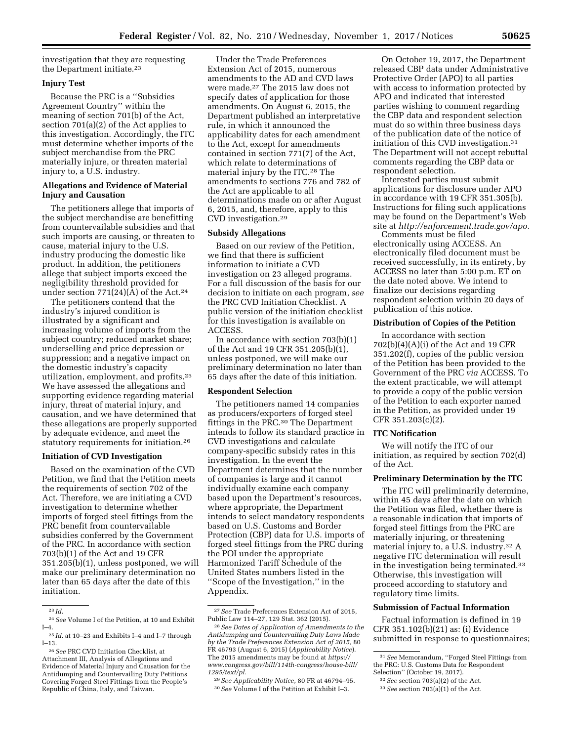investigation that they are requesting the Department initiate.[23]

**Injury Test**

Because the PRC is a ''Subsidies Agreement Country'' within the meaning of section 701(b) of the Act, section 701(a)(2) of the Act applies to this investigation. Accordingly, the ITC must determine whether imports of the subject merchandise from the PRC materially injure, or threaten material injury to, a U.S. industry.

**Allegations and Evidence of Material Injury and Causation**

The petitioners allege that imports of the subject merchandise are benefitting from countervailable subsidies and that such imports are causing, or threaten to cause, material injury to the U.S. industry producing the domestic like product. In addition, the petitioners allege that subject imports exceed the negligibility threshold provided for under section 771(24)(A) of the Act.[24]

The petitioners contend that the industry's injured condition is illustrated by a significant and increasing volume of imports from the subject country; reduced market share; underselling and price depression or suppression; and a negative impact on the domestic industry's capacity utilization, employment, and profits.[25] We have assessed the allegations and supporting evidence regarding material injury, threat of material injury, and causation, and we have determined that these allegations are properly supported by adequate evidence, and meet the statutory requirements for initiation.[26]

**Initiation of CVD Investigation**

Based on the examination of the CVD Petition, we find that the Petition meets the requirements of section 702 of the Act. Therefore, we are initiating a CVD investigation to determine whether imports of forged steel fittings from the PRC benefit from countervailable subsidies conferred by the Government of the PRC. In accordance with section 703(b)(1) of the Act and 19 CFR 351.205(b)(1), unless postponed, we will make our preliminary determination no later than 65 days after the date of this initiation.

Under the Trade Preferences Extension Act of 2015, numerous amendments to the AD and CVD laws were made.[27] The 2015 law does not specify dates of application for those amendments. On August 6, 2015, the Department published an interpretative rule, in which it announced the applicability dates for each amendment to the Act, except for amendments contained in section 771(7) of the Act, which relate to determinations of material injury by the ITC.[28] The amendments to sections 776 and 782 of the Act are applicable to all determinations made on or after August 6, 2015, and, therefore, apply to this CVD investigation.[29]

**Subsidy Allegations**

Based on our review of the Petition, we find that there is sufficient information to initiate a CVD investigation on 23 alleged programs. For a full discussion of the basis for our decision to initiate on each program, *see* the PRC CVD Initiation Checklist. A public version of the initiation checklist for this investigation is available on ACCESS.

In accordance with section 703(b)(1) of the Act and 19 CFR 351.205(b)(1), unless postponed, we will make our preliminary determination no later than 65 days after the date of this initiation.

**Respondent Selection**

The petitioners named 14 companies as producers/exporters of forged steel fittings in the PRC.[30] The Department intends to follow its standard practice in CVD investigations and calculate company-specific subsidy rates in this investigation. In the event the Department determines that the number of companies is large and it cannot individually examine each company based upon the Department's resources, where appropriate, the Department intends to select mandatory respondents based on U.S. Customs and Border Protection (CBP) data for U.S. imports of forged steel fittings from the PRC during the POI under the appropriate Harmonized Tariff Schedule of the United States numbers listed in the ''Scope of the Investigation,'' in the Appendix.

On October 19, 2017, the Department released CBP data under Administrative Protective Order (APO) to all parties with access to information protected by APO and indicated that interested parties wishing to comment regarding the CBP data and respondent selection must do so within three business days of the publication date of the notice of initiation of this CVD investigation.[31] The Department will not accept rebuttal comments regarding the CBP data or respondent selection.

Interested parties must submit applications for disclosure under APO in accordance with 19 CFR 351.305(b). Instructions for filing such applications may be found on the Department's Web site at *http://enforcement.trade.gov/apo.*

Comments must be filed electronically using ACCESS. An electronically filed document must be received successfully, in its entirety, by ACCESS no later than 5:00 p.m. ET on the date noted above. We intend to finalize our decisions regarding respondent selection within 20 days of publication of this notice.

**Distribution of Copies of the Petition**

In accordance with section 702(b)(4)(A)(i) of the Act and 19 CFR 351.202(f), copies of the public version of the Petition has been provided to the Government of the PRC *via* ACCESS. To the extent practicable, we will attempt to provide a copy of the public version of the Petition to each exporter named in the Petition, as provided under 19 CFR 351.203(c)(2).

**ITC Notification**

We will notify the ITC of our initiation, as required by section 702(d) of the Act.

**Preliminary Determination by the ITC**

The ITC will preliminarily determine, within 45 days after the date on which the Petition was filed, whether there is a reasonable indication that imports of forged steel fittings from the PRC are materially injuring, or threatening material injury to, a U.S. industry.[32] A negative ITC determination will result in the investigation being terminated.[33] Otherwise, this investigation will proceed according to statutory and regulatory time limits.

**Submission of Factual Information**

Factual information is defined in 19 CFR 351.102(b)(21) as: (i) Evidence submitted in response to questionnaires;

---

[23] *Id.*

[24] *See* Volume I of the Petition, at 10 and Exhibit I–4.

[25] *Id.* at 10–23 and Exhibits I–4 and I–7 through I–13.

[26] *See* PRC CVD Initiation Checklist, at Attachment III, Analysis of Allegations and Evidence of Material Injury and Causation for the Antidumping and Countervailing Duty Petitions Covering Forged Steel Fittings from the People's Republic of China, Italy, and Taiwan.

[27] *See* Trade Preferences Extension Act of 2015, Public Law 114–27, 129 Stat. 362 (2015).

[28] *See Dates of Application of Amendments to the Antidumping and Countervailing Duty Laws Made by the Trade Preferences Extension Act of 2015,* 80 FR 46793 (August 6, 2015) (*Applicability Notice*). The 2015 amendments may be found at *https://www.congress.gov/bill/114th-congress/house-bill/1295/text/pl.*

[29] *See Applicability Notice,* 80 FR at 46794–95.

[30] *See* Volume I of the Petition at Exhibit I–3.

[31] *See* Memorandum, ''Forged Steel Fittings from the PRC: U.S. Customs Data for Respondent Selection'' (October 19, 2017).

[32] *See* section 703(a)(2) of the Act.

[33] *See* section 703(a)(1) of the Act.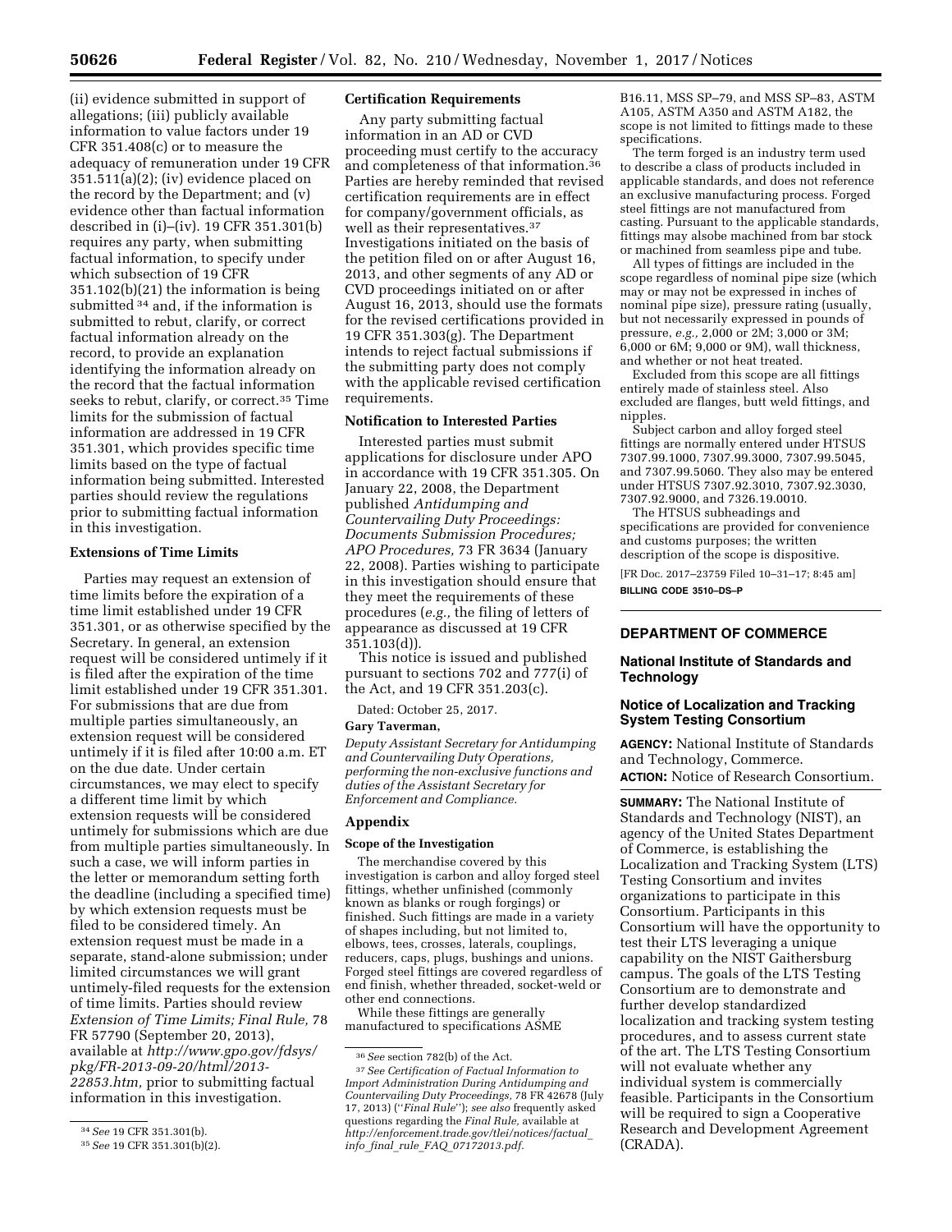(ii) evidence submitted in support of allegations; (iii) publicly available information to value factors under 19 CFR 351.408(c) or to measure the adequacy of remuneration under 19 CFR 351.511(a)(2); (iv) evidence placed on the record by the Department; and (v) evidence other than factual information described in (i)–(iv). 19 CFR 351.301(b) requires any party, when submitting factual information, to specify under which subsection of 19 CFR 351.102(b)(21) the information is being submitted [34] and, if the information is submitted to rebut, clarify, or correct factual information already on the record, to provide an explanation identifying the information already on the record that the factual information seeks to rebut, clarify, or correct.[35] Time limits for the submission of factual information are addressed in 19 CFR 351.301, which provides specific time limits based on the type of factual information being submitted. Interested parties should review the regulations prior to submitting factual information in this investigation.

**Extensions of Time Limits**

Parties may request an extension of time limits before the expiration of a time limit established under 19 CFR 351.301, or as otherwise specified by the Secretary. In general, an extension request will be considered untimely if it is filed after the expiration of the time limit established under 19 CFR 351.301. For submissions that are due from multiple parties simultaneously, an extension request will be considered untimely if it is filed after 10:00 a.m. ET on the due date. Under certain circumstances, we may elect to specify a different time limit by which extension requests will be considered untimely for submissions which are due from multiple parties simultaneously. In such a case, we will inform parties in the letter or memorandum setting forth the deadline (including a specified time) by which extension requests must be filed to be considered timely. An extension request must be made in a separate, stand-alone submission; under limited circumstances we will grant untimely-filed requests for the extension of time limits. Parties should review *Extension of Time Limits; Final Rule,* 78 FR 57790 (September 20, 2013), available at *http://www.gpo.gov/fdsys/pkg/FR-2013-09-20/html/2013-22853.htm,* prior to submitting factual information in this investigation.

**Certification Requirements**

Any party submitting factual information in an AD or CVD proceeding must certify to the accuracy and completeness of that information.[36] Parties are hereby reminded that revised certification requirements are in effect for company/government officials, as well as their representatives.[37] Investigations initiated on the basis of the petition filed on or after August 16, 2013, and other segments of any AD or CVD proceedings initiated on or after August 16, 2013, should use the formats for the revised certifications provided in 19 CFR 351.303(g). The Department intends to reject factual submissions if the submitting party does not comply with the applicable revised certification requirements.

**Notification to Interested Parties**

Interested parties must submit applications for disclosure under APO in accordance with 19 CFR 351.305. On January 22, 2008, the Department published *Antidumping and Countervailing Duty Proceedings: Documents Submission Procedures; APO Procedures,* 73 FR 3634 (January 22, 2008). Parties wishing to participate in this investigation should ensure that they meet the requirements of these procedures (*e.g.,* the filing of letters of appearance as discussed at 19 CFR 351.103(d)).

This notice is issued and published pursuant to sections 702 and 777(i) of the Act, and 19 CFR 351.203(c).

Dated: October 25, 2017.

**Gary Taverman,**

*Deputy Assistant Secretary for Antidumping and Countervailing Duty Operations, performing the non-exclusive functions and duties of the Assistant Secretary for Enforcement and Compliance.*

## Appendix

**Scope of the Investigation**

The merchandise covered by this investigation is carbon and alloy forged steel fittings, whether unfinished (commonly known as blanks or rough forgings) or finished. Such fittings are made in a variety of shapes including, but not limited to, elbows, tees, crosses, laterals, couplings, reducers, caps, plugs, bushings and unions. Forged steel fittings are covered regardless of end finish, whether threaded, socket-weld or other end connections.

While these fittings are generally manufactured to specifications ASME B16.11, MSS SP–79, and MSS SP–83, ASTM A105, ASTM A350 and ASTM A182, the scope is not limited to fittings made to these specifications.

The term forged is an industry term used to describe a class of products included in applicable standards, and does not reference an exclusive manufacturing process. Forged steel fittings are not manufactured from casting. Pursuant to the applicable standards, fittings may alsobe machined from bar stock or machined from seamless pipe and tube.

All types of fittings are included in the scope regardless of nominal pipe size (which may or may not be expressed in inches of nominal pipe size), pressure rating (usually, but not necessarily expressed in pounds of pressure, *e.g.,* 2,000 or 2M; 3,000 or 3M; 6,000 or 6M; 9,000 or 9M), wall thickness, and whether or not heat treated.

Excluded from this scope are all fittings entirely made of stainless steel. Also excluded are flanges, butt weld fittings, and nipples.

Subject carbon and alloy forged steel fittings are normally entered under HTSUS 7307.99.1000, 7307.99.3000, 7307.99.5045, and 7307.99.5060. They also may be entered under HTSUS 7307.92.3010, 7307.92.3030, 7307.92.9000, and 7326.19.0010.

The HTSUS subheadings and specifications are provided for convenience and customs purposes; the written description of the scope is dispositive.

[FR Doc. 2017–23759 Filed 10–31–17; 8:45 am]

**BILLING CODE 3510–DS–P**

---

[34] *See* 19 CFR 351.301(b).

[35] *See* 19 CFR 351.301(b)(2).

[36] *See* section 782(b) of the Act.

[37] *See Certification of Factual Information to Import Administration During Antidumping and Countervailing Duty Proceedings,* 78 FR 42678 (July 17, 2013) (''*Final Rule*''); *see also* frequently asked questions regarding the *Final Rule,* available at *http://enforcement.trade.gov/tlei/notices/factual_info_final_rule_FAQ_07172013.pdf.*

---

# DEPARTMENT OF COMMERCE

## National Institute of Standards and Technology

### Notice of Localization and Tracking System Testing Consortium

**AGENCY:** National Institute of Standards and Technology, Commerce.

**ACTION:** Notice of Research Consortium.

**SUMMARY:** The National Institute of Standards and Technology (NIST), an agency of the United States Department of Commerce, is establishing the Localization and Tracking System (LTS) Testing Consortium and invites organizations to participate in this Consortium. Participants in this Consortium will have the opportunity to test their LTS leveraging a unique capability on the NIST Gaithersburg campus. The goals of the LTS Testing Consortium are to demonstrate and further develop standardized localization and tracking system testing procedures, and to assess current state of the art. The LTS Testing Consortium will not evaluate whether any individual system is commercially feasible. Participants in the Consortium will be required to sign a Cooperative Research and Development Agreement (CRADA).